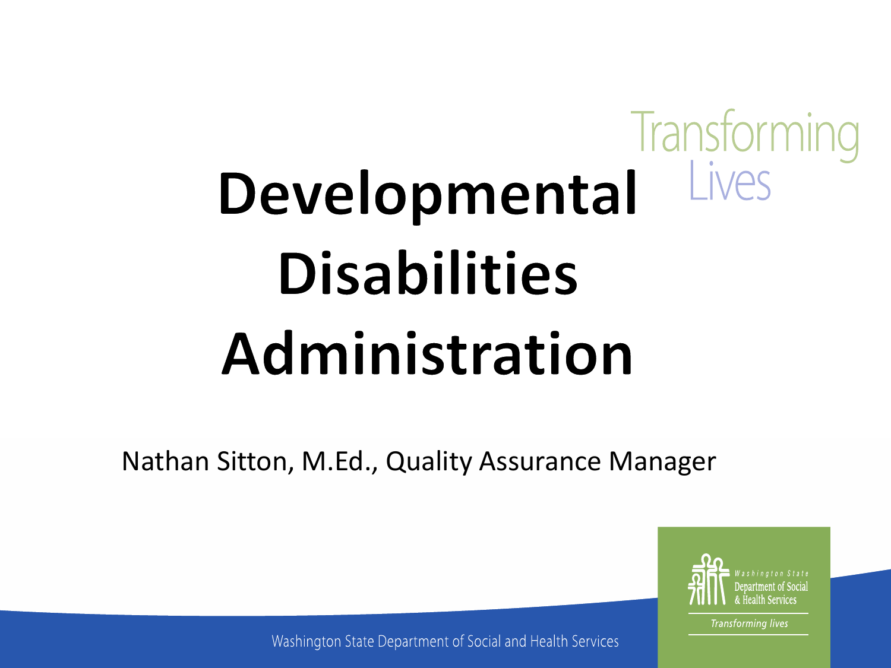# Developmental Disabilities Administration

Nathan Sitton, M.Ed., Quality Assurance Manager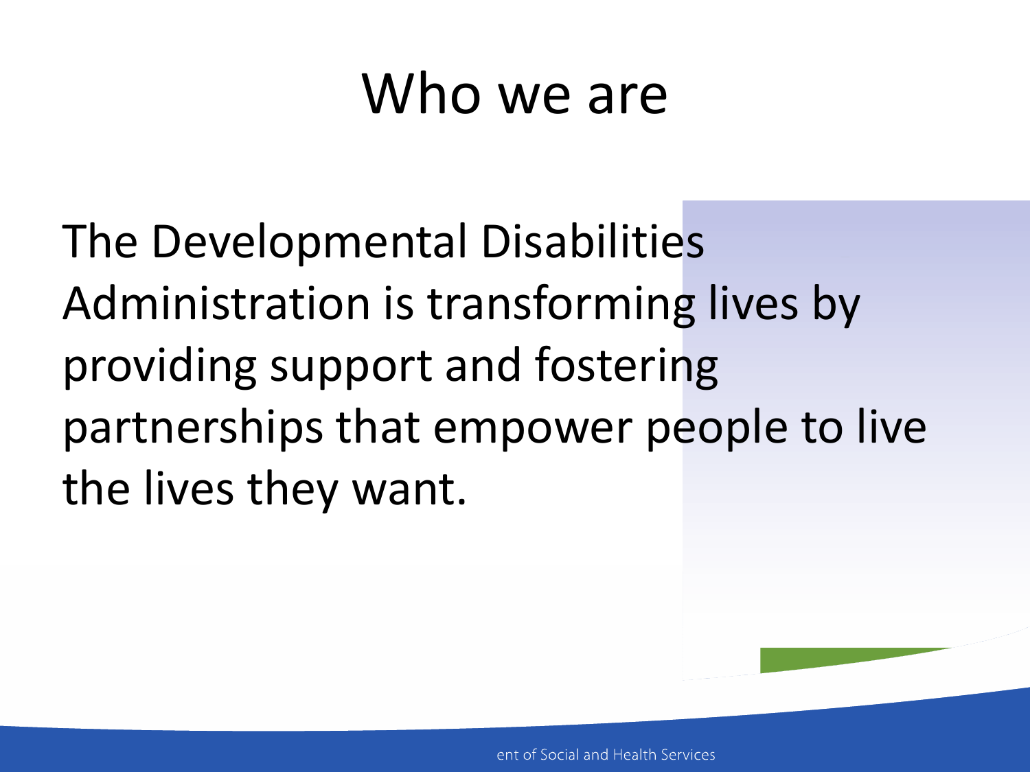# Who we are

The Developmental Disabilities Administration is transforming lives by providing support and fostering partnerships that empower people to live the lives they want.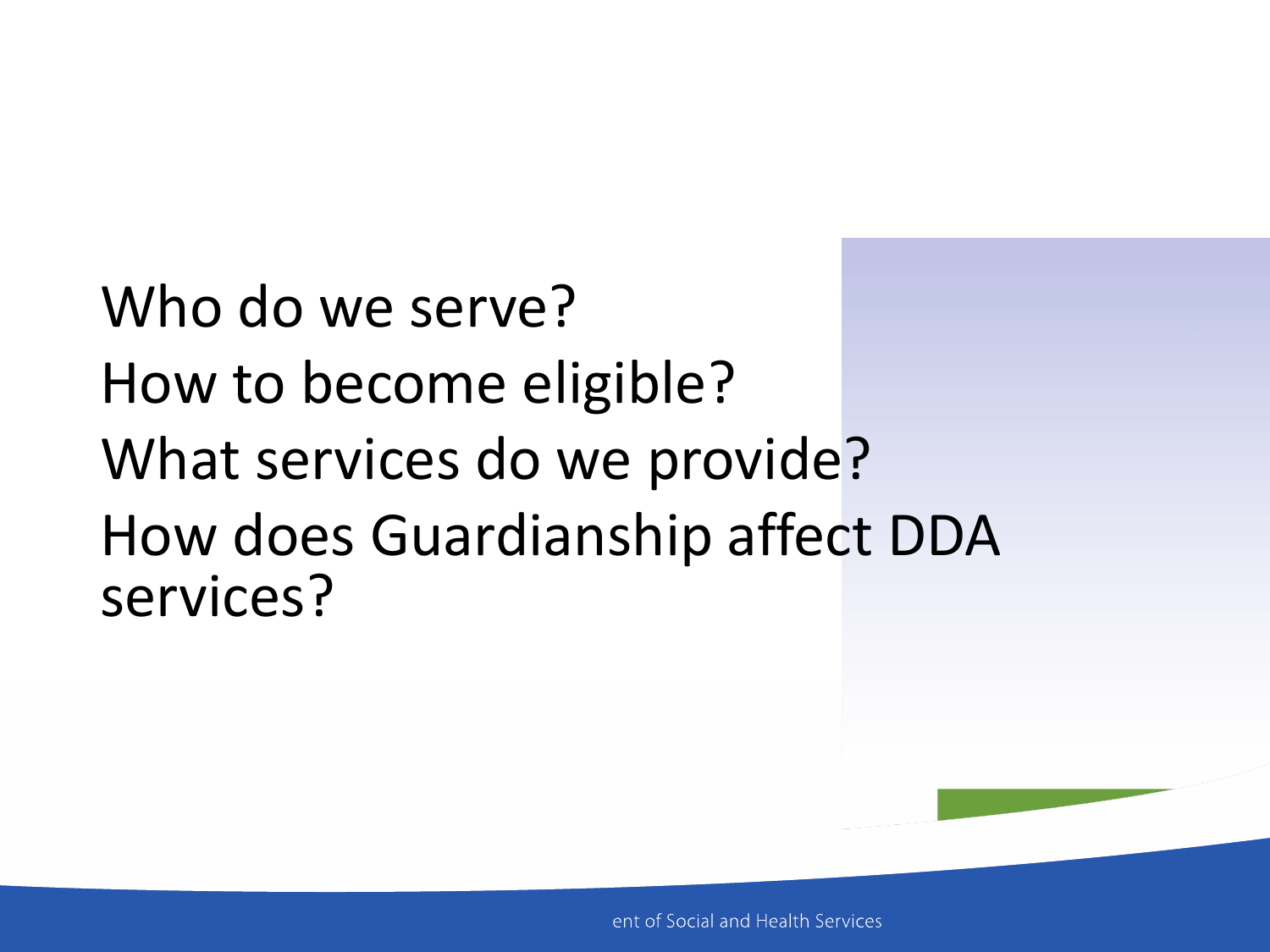Who do we serve?

How to become eligible?

What services do we provide?

How does Guardianship affect DDA services?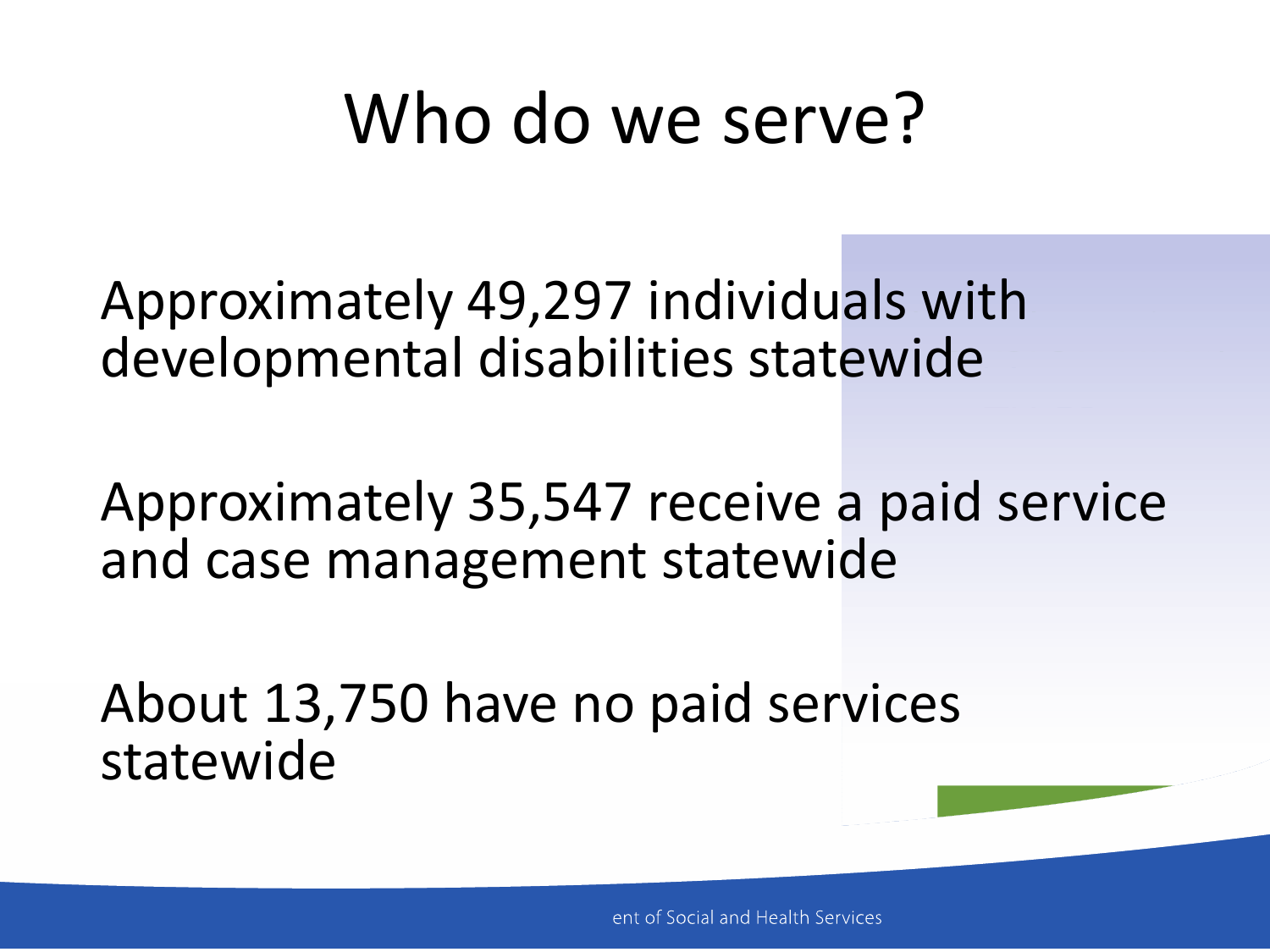# Who do we serve?

Approximately 49,297 individuals with developmental disabilities statewide

Approximately 35,547 receive a paid service and case management statewide

About 13,750 have no paid services statewide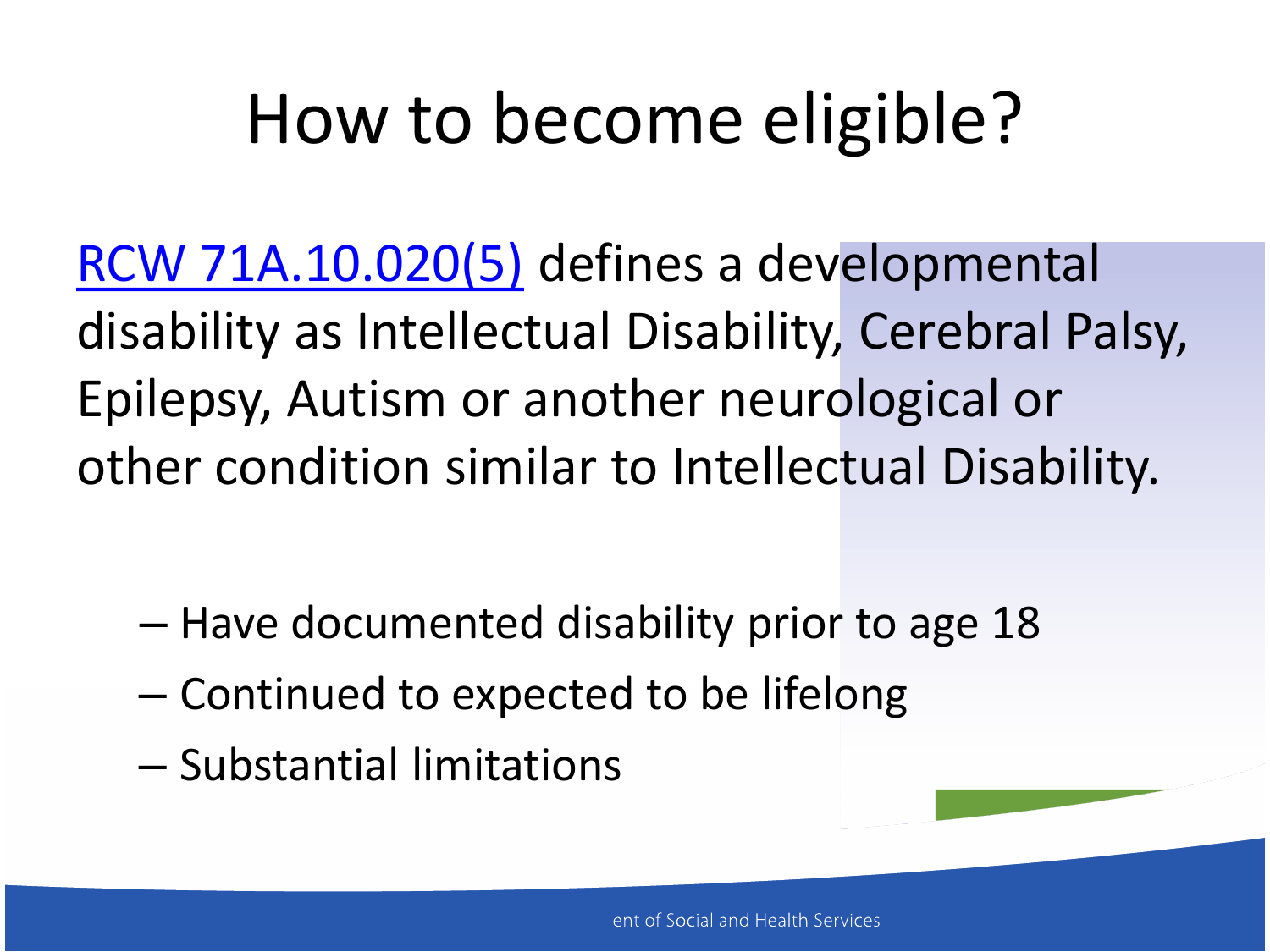# How to become eligible?

RCW 71A.10.020(5) defines a developmental disability as Intellectual Disability, Cerebral Palsy, Epilepsy, Autism or another neurological or other condition similar to Intellectual Disability.

- Have documented disability prior to age 18
- Continued to expected to be lifelong
- Substantial limitations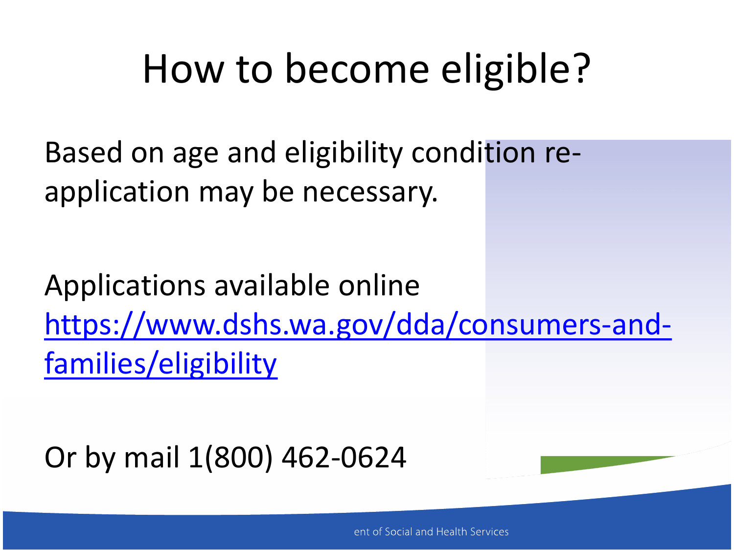# How to become eligible?

Based on age and eligibility condition re-application may be necessary.

Applications available online https://www.dshs.wa.gov/dda/consumers-and-families/eligibility

Or by mail 1(800) 462-0624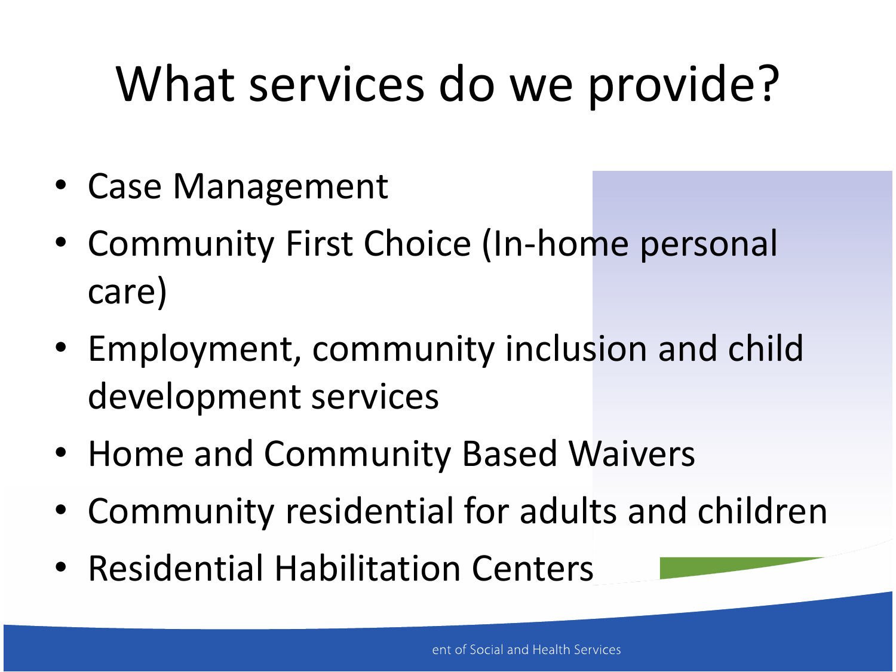# What services do we provide?

- Case Management
- Community First Choice (In-home personal care)
- Employment, community inclusion and child development services
- Home and Community Based Waivers
- Community residential for adults and children
- Residential Habilitation Centers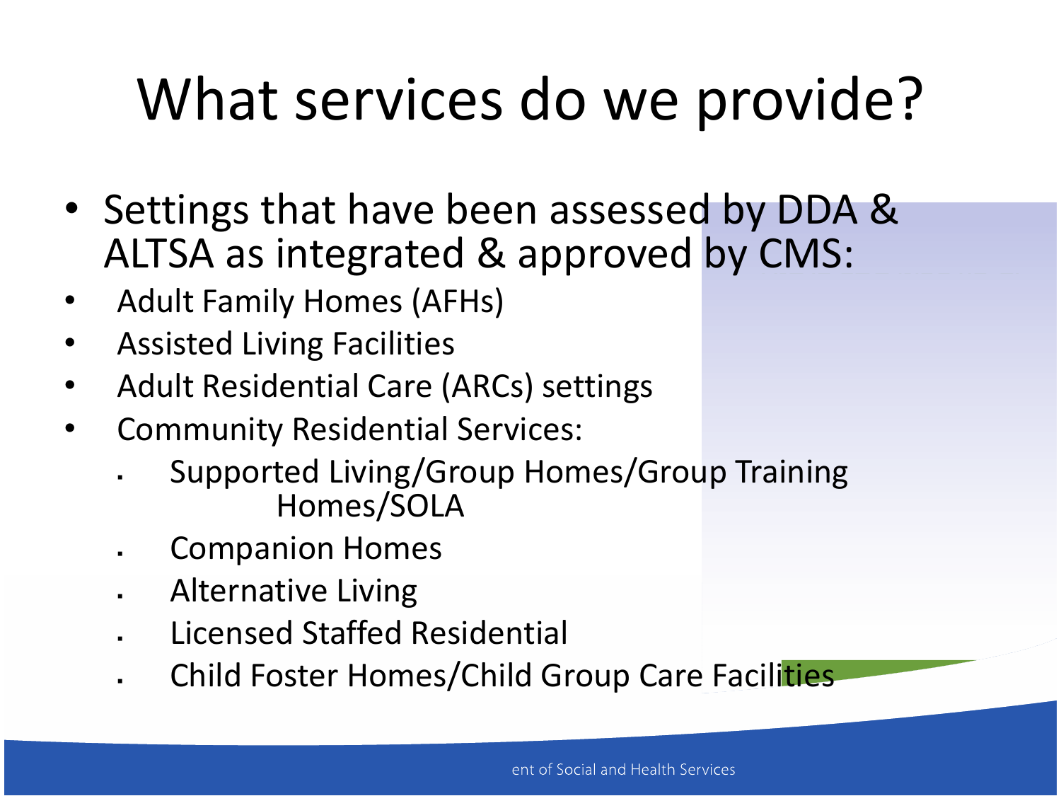# What services do we provide?

- Settings that have been assessed by DDA & ALTSA as integrated & approved by CMS:
- Adult Family Homes (AFHs)
- Assisted Living Facilities
- Adult Residential Care (ARCs) settings
- Community Residential Services:
  - Supported Living/Group Homes/Group Training Homes/SOLA
  - Companion Homes
  - Alternative Living
  - Licensed Staffed Residential
  - Child Foster Homes/Child Group Care Facilities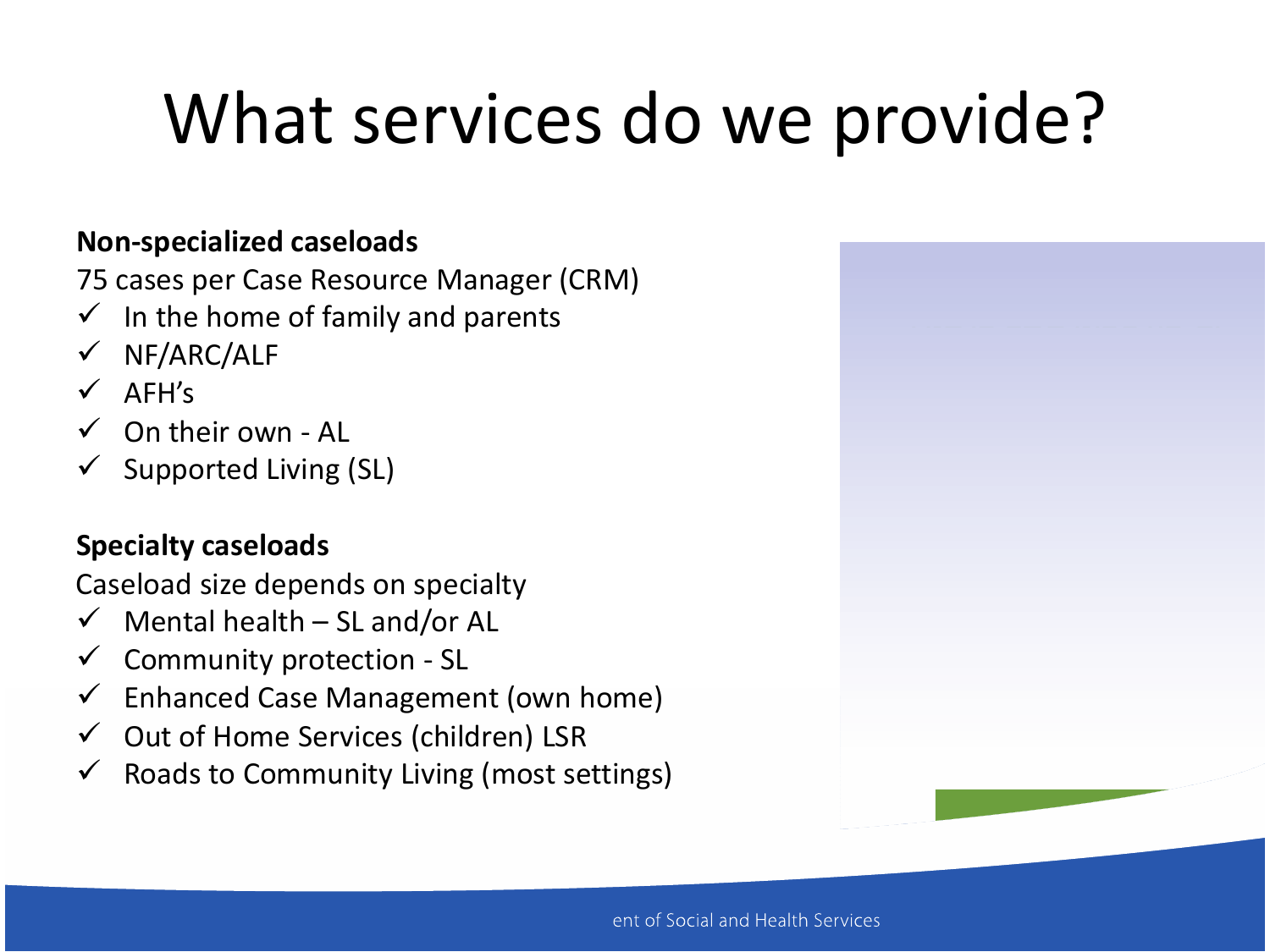# What services do we provide?

**Non-specialized caseloads**

75 cases per Case Resource Manager (CRM)

- ✓ In the home of family and parents
- ✓ NF/ARC/ALF
- ✓ AFH's
- ✓ On their own - AL
- ✓ Supported Living (SL)

**Specialty caseloads**

Caseload size depends on specialty

- ✓ Mental health – SL and/or AL
- ✓ Community protection - SL
- ✓ Enhanced Case Management (own home)
- ✓ Out of Home Services (children) LSR
- ✓ Roads to Community Living (most settings)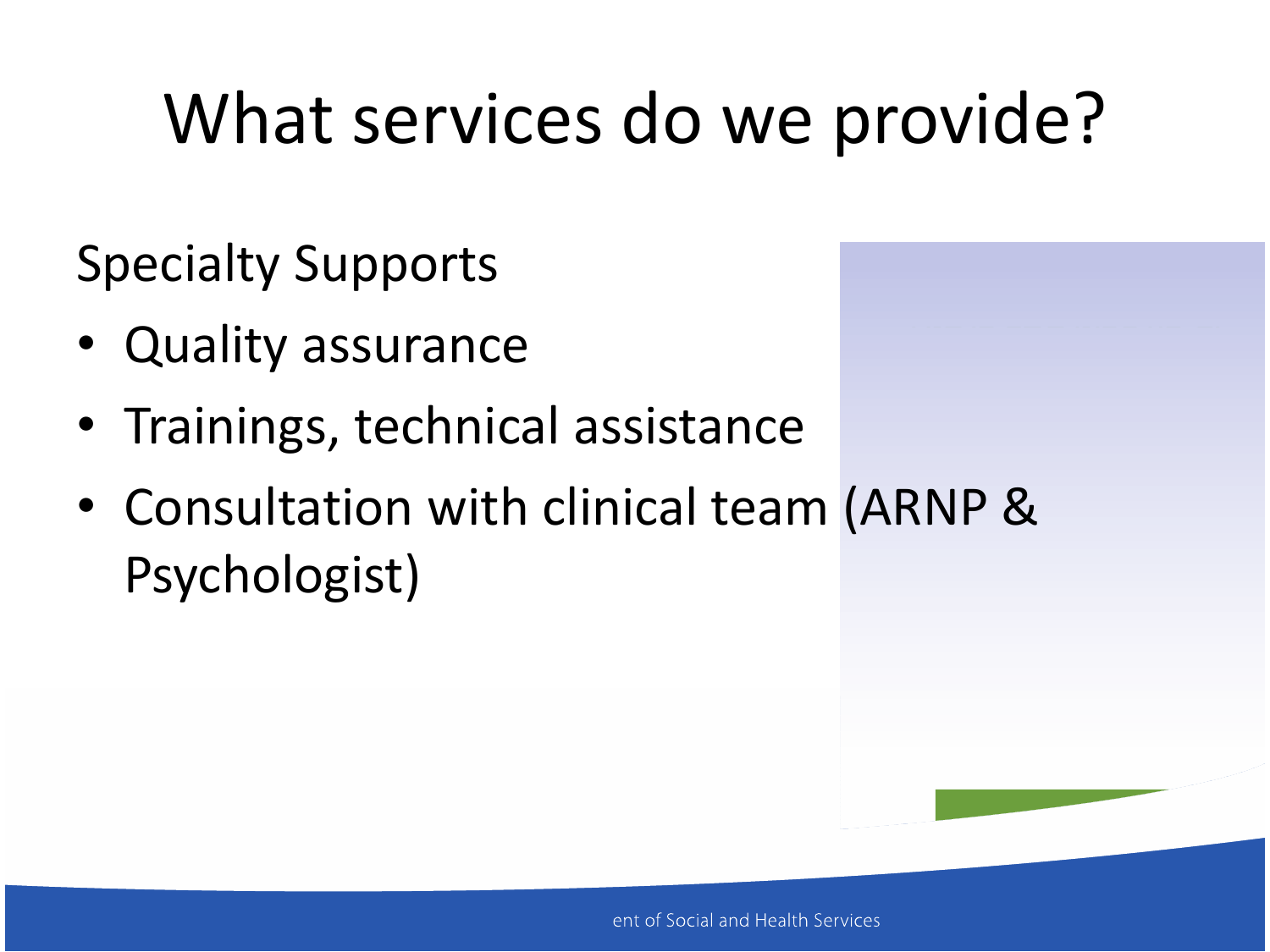# What services do we provide?

Specialty Supports

- Quality assurance
- Trainings, technical assistance
- Consultation with clinical team (ARNP & Psychologist)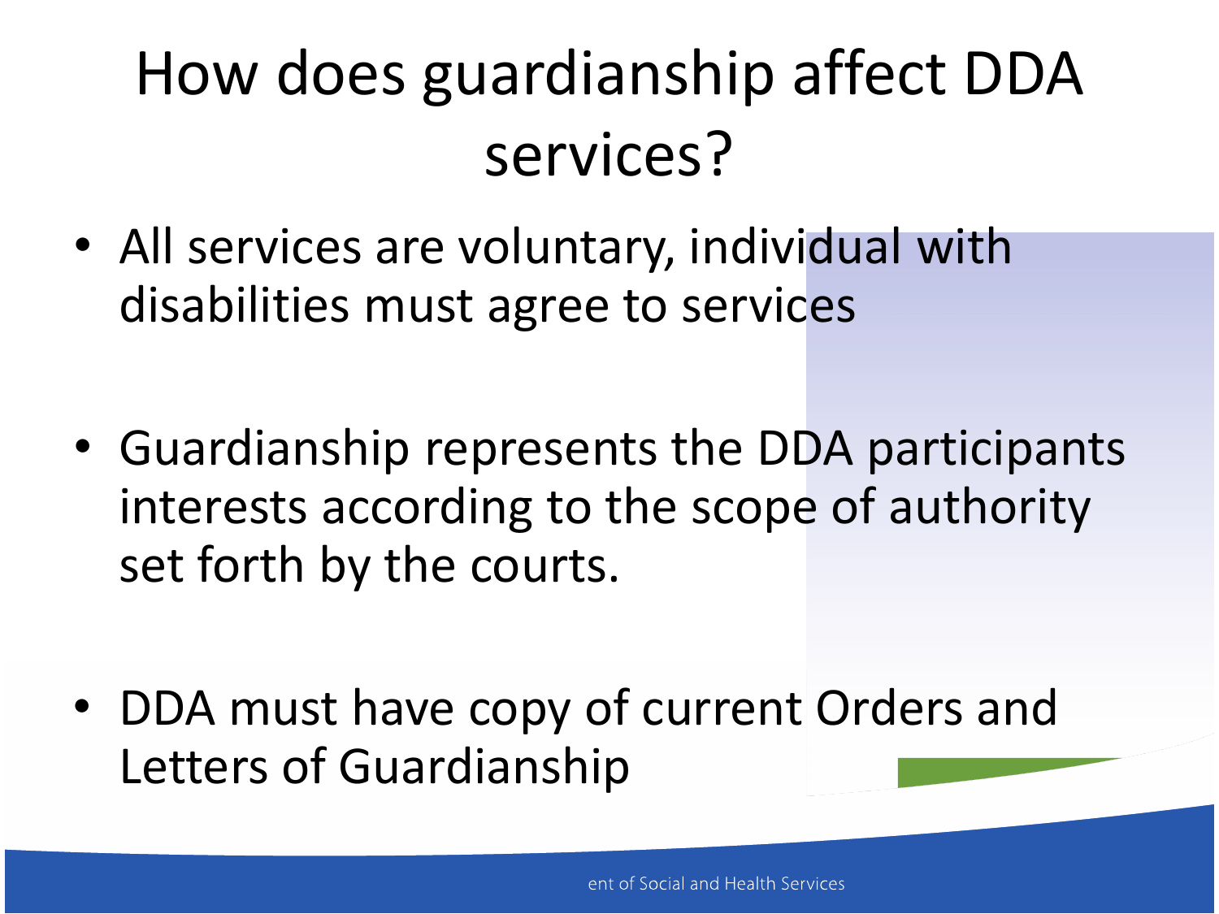# How does guardianship affect DDA services?

- All services are voluntary, individual with disabilities must agree to services
- Guardianship represents the DDA participants interests according to the scope of authority set forth by the courts.
- DDA must have copy of current Orders and Letters of Guardianship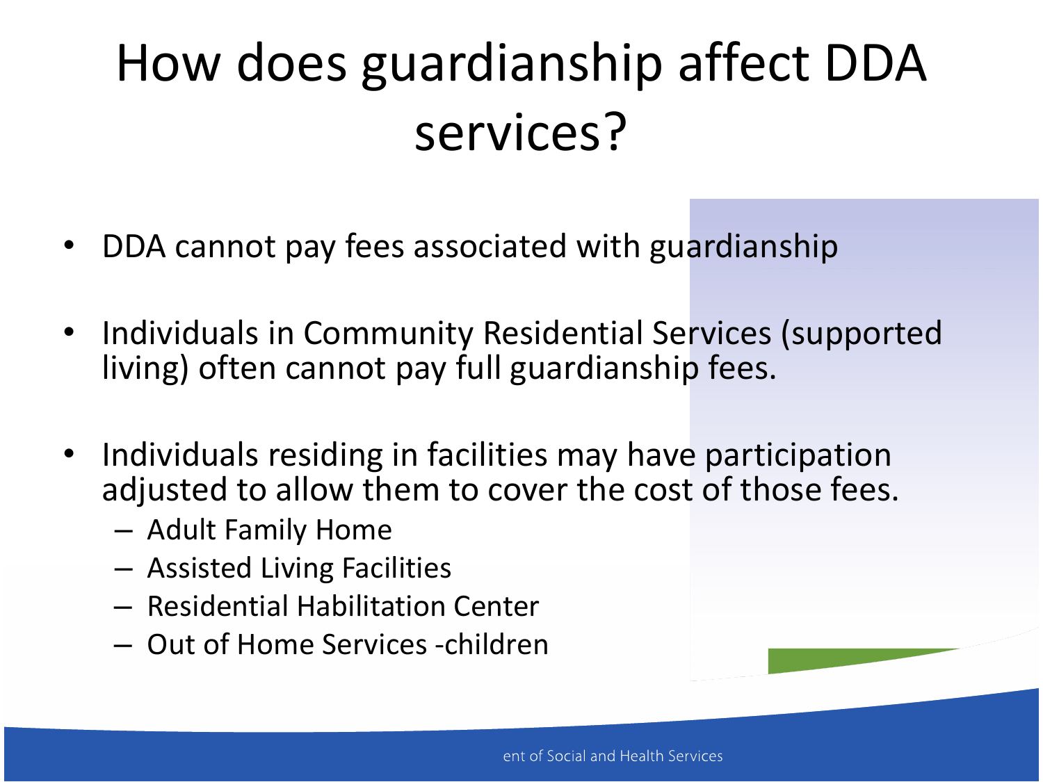# How does guardianship affect DDA services?

- DDA cannot pay fees associated with guardianship
- Individuals in Community Residential Services (supported living) often cannot pay full guardianship fees.
- Individuals residing in facilities may have participation adjusted to allow them to cover the cost of those fees.
  - Adult Family Home
  - Assisted Living Facilities
  - Residential Habilitation Center
  - Out of Home Services -children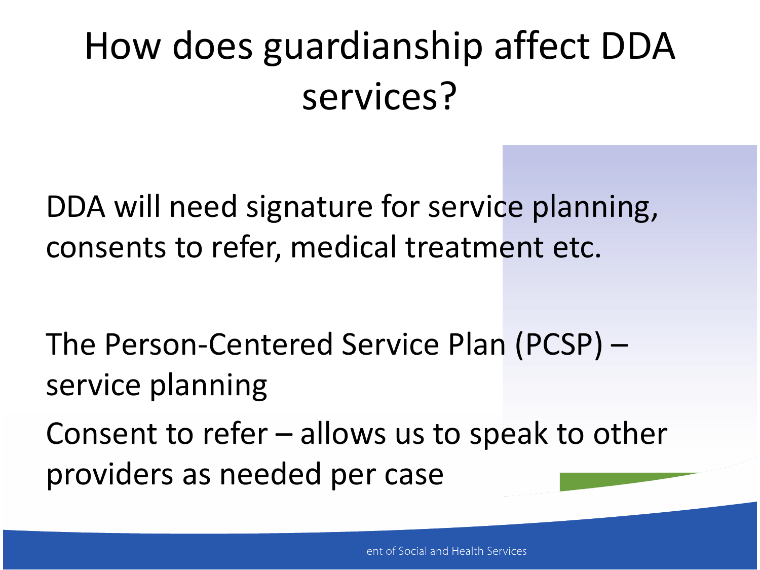# How does guardianship affect DDA services?

DDA will need signature for service planning, consents to refer, medical treatment etc.

The Person-Centered Service Plan (PCSP) – service planning

Consent to refer – allows us to speak to other providers as needed per case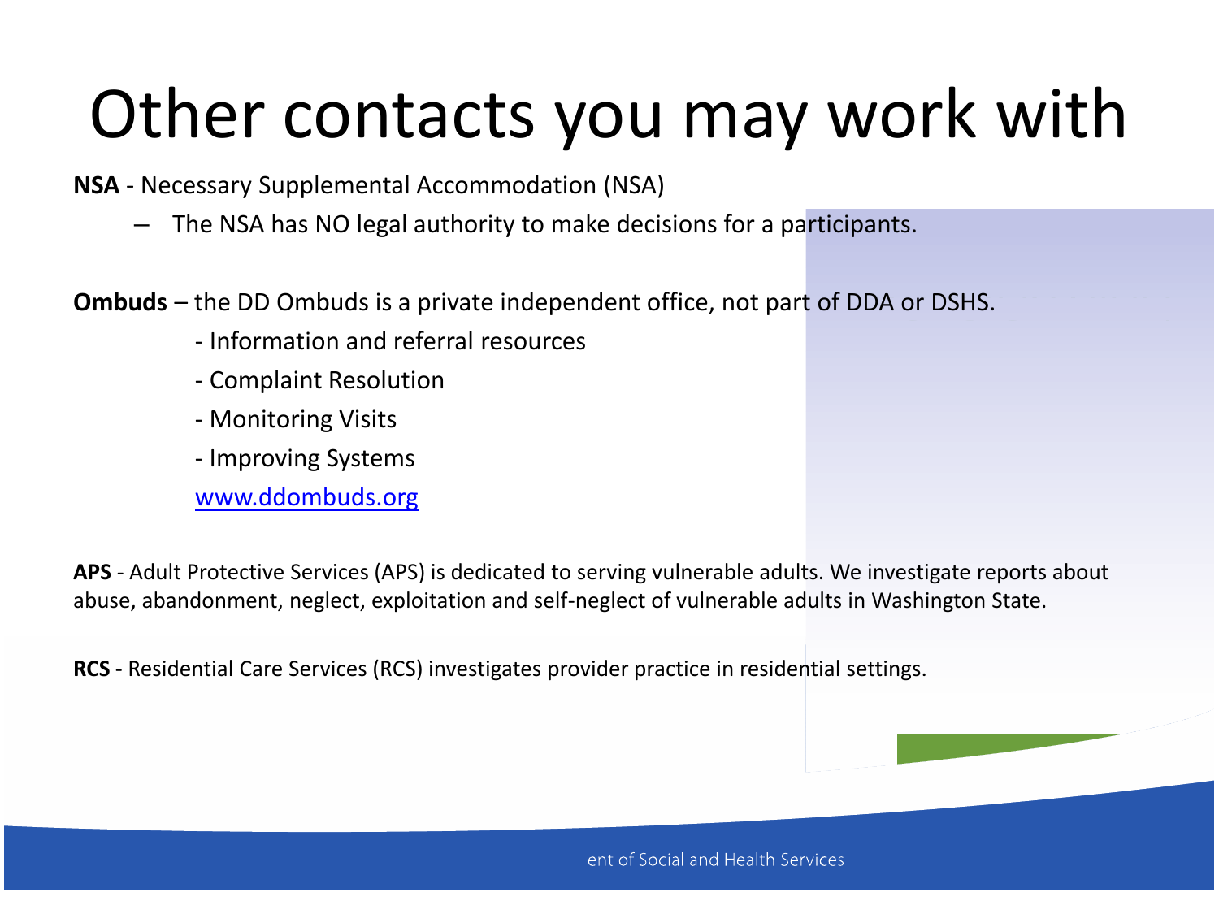# Other contacts you may work with

**NSA** - Necessary Supplemental Accommodation (NSA)

- The NSA has NO legal authority to make decisions for a participants.

**Ombuds** – the DD Ombuds is a private independent office, not part of DDA or DSHS.

- Information and referral resources
- Complaint Resolution
- Monitoring Visits
- Improving Systems

[www.ddombuds.org](http://www.ddombuds.org)

**APS** - Adult Protective Services (APS) is dedicated to serving vulnerable adults. We investigate reports about abuse, abandonment, neglect, exploitation and self-neglect of vulnerable adults in Washington State.

**RCS** - Residential Care Services (RCS) investigates provider practice in residential settings.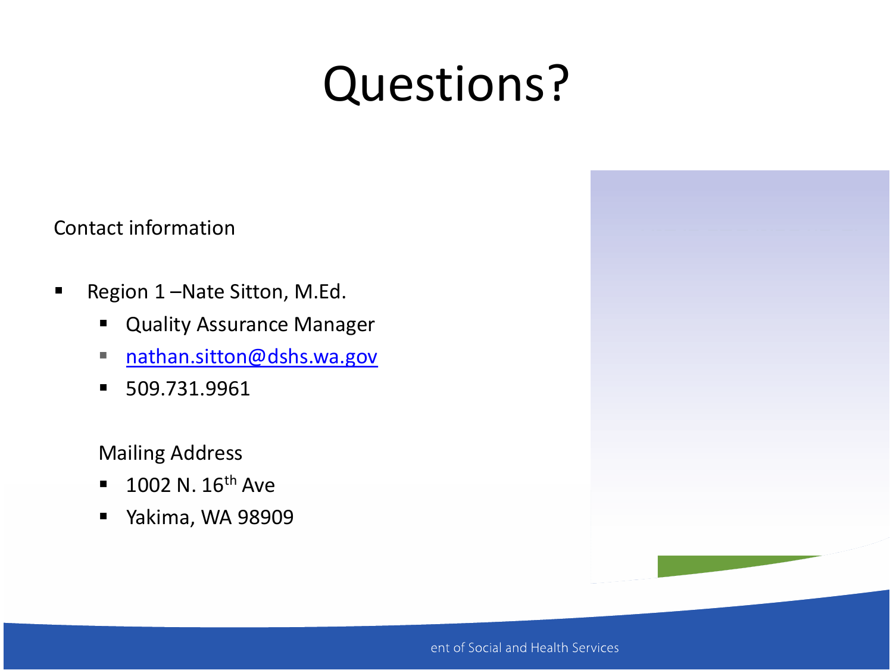# Questions?

Contact information

- Region 1 –Nate Sitton, M.Ed.
  - Quality Assurance Manager
  - nathan.sitton@dshs.wa.gov
  - 509.731.9961

  Mailing Address
  - 1002 N. 16th Ave
  - Yakima, WA 98909